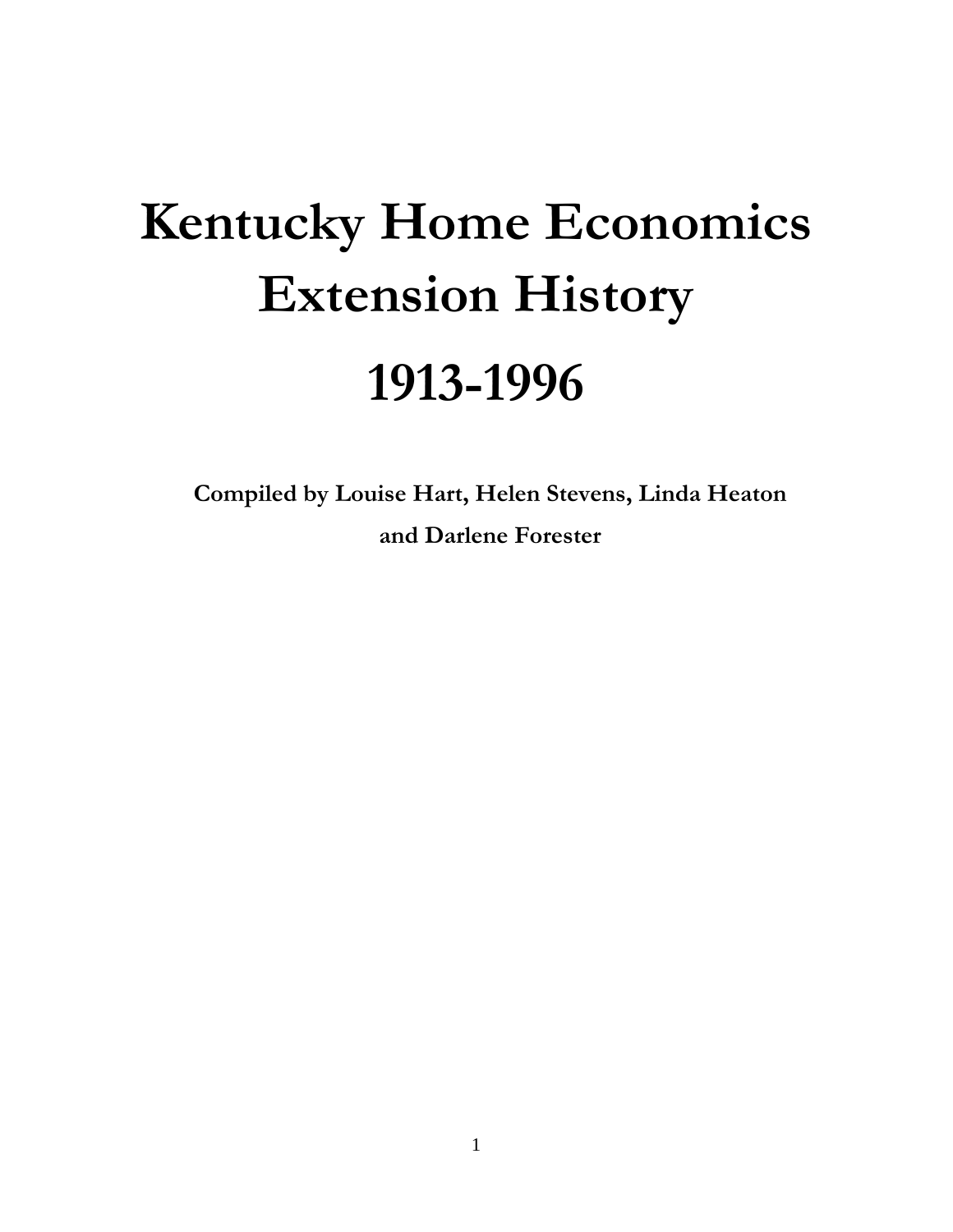# Kentucky Home Economics Extension History

# 1913-1996

**Compiled by Louise Hart, Helen Stevens, Linda Heaton and Darlene Forester**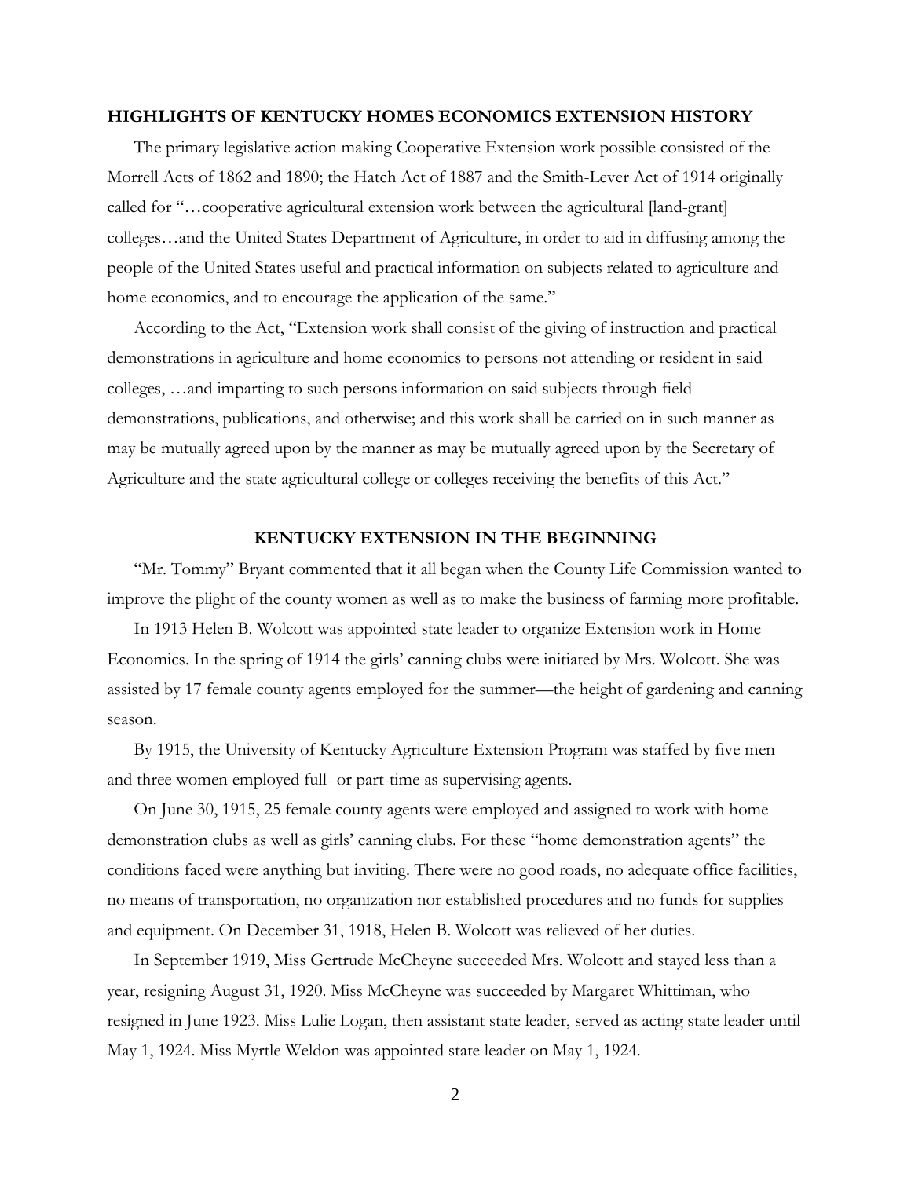## HIGHLIGHTS OF KENTUCKY HOMES ECONOMICS EXTENSION HISTORY

The primary legislative action making Cooperative Extension work possible consisted of the Morrell Acts of 1862 and 1890; the Hatch Act of 1887 and the Smith-Lever Act of 1914 originally called for "…cooperative agricultural extension work between the agricultural [land-grant] colleges…and the United States Department of Agriculture, in order to aid in diffusing among the people of the United States useful and practical information on subjects related to agriculture and home economics, and to encourage the application of the same."

According to the Act, "Extension work shall consist of the giving of instruction and practical demonstrations in agriculture and home economics to persons not attending or resident in said colleges, …and imparting to such persons information on said subjects through field demonstrations, publications, and otherwise; and this work shall be carried on in such manner as may be mutually agreed upon by the manner as may be mutually agreed upon by the Secretary of Agriculture and the state agricultural college or colleges receiving the benefits of this Act."

## KENTUCKY EXTENSION IN THE BEGINNING

"Mr. Tommy" Bryant commented that it all began when the County Life Commission wanted to improve the plight of the county women as well as to make the business of farming more profitable.

In 1913 Helen B. Wolcott was appointed state leader to organize Extension work in Home Economics. In the spring of 1914 the girls' canning clubs were initiated by Mrs. Wolcott. She was assisted by 17 female county agents employed for the summer—the height of gardening and canning season.

By 1915, the University of Kentucky Agriculture Extension Program was staffed by five men and three women employed full- or part-time as supervising agents.

On June 30, 1915, 25 female county agents were employed and assigned to work with home demonstration clubs as well as girls' canning clubs. For these "home demonstration agents" the conditions faced were anything but inviting. There were no good roads, no adequate office facilities, no means of transportation, no organization nor established procedures and no funds for supplies and equipment. On December 31, 1918, Helen B. Wolcott was relieved of her duties.

In September 1919, Miss Gertrude McCheyne succeeded Mrs. Wolcott and stayed less than a year, resigning August 31, 1920. Miss McCheyne was succeeded by Margaret Whittiman, who resigned in June 1923. Miss Lulie Logan, then assistant state leader, served as acting state leader until May 1, 1924. Miss Myrtle Weldon was appointed state leader on May 1, 1924.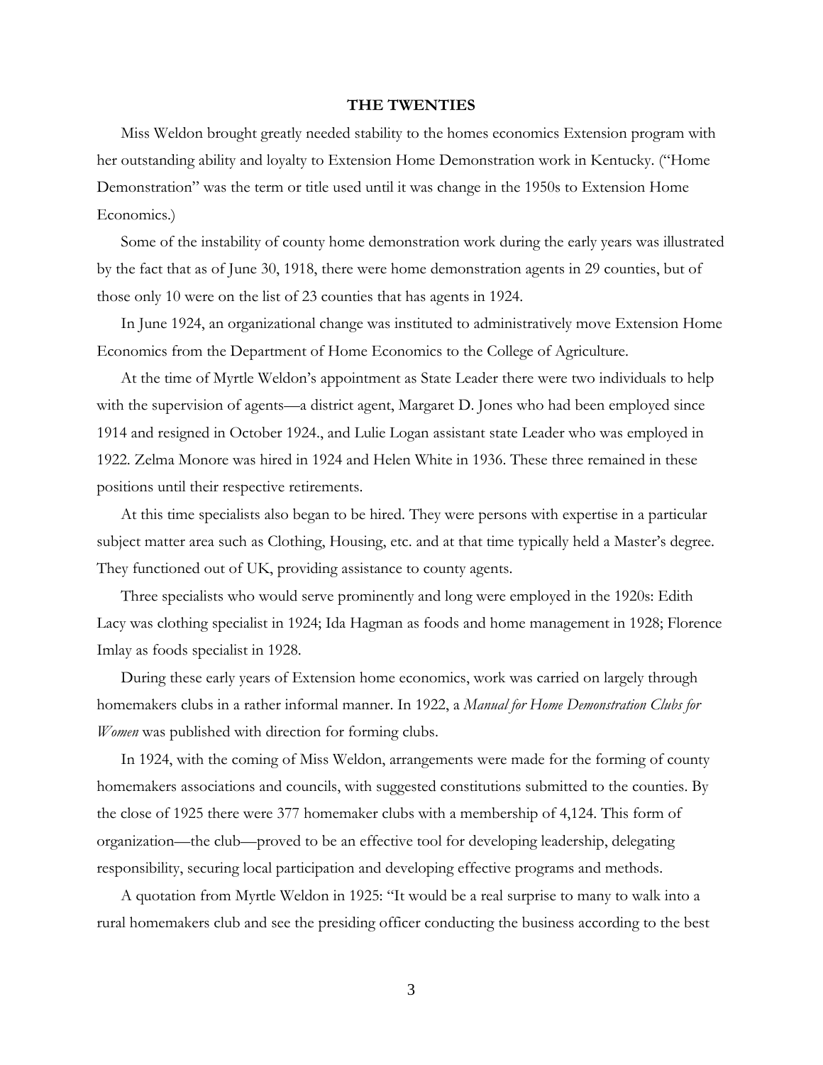## THE TWENTIES

Miss Weldon brought greatly needed stability to the homes economics Extension program with her outstanding ability and loyalty to Extension Home Demonstration work in Kentucky. ("Home Demonstration" was the term or title used until it was change in the 1950s to Extension Home Economics.)

Some of the instability of county home demonstration work during the early years was illustrated by the fact that as of June 30, 1918, there were home demonstration agents in 29 counties, but of those only 10 were on the list of 23 counties that has agents in 1924.

In June 1924, an organizational change was instituted to administratively move Extension Home Economics from the Department of Home Economics to the College of Agriculture.

At the time of Myrtle Weldon's appointment as State Leader there were two individuals to help with the supervision of agents—a district agent, Margaret D. Jones who had been employed since 1914 and resigned in October 1924., and Lulie Logan assistant state Leader who was employed in 1922. Zelma Monore was hired in 1924 and Helen White in 1936. These three remained in these positions until their respective retirements.

At this time specialists also began to be hired. They were persons with expertise in a particular subject matter area such as Clothing, Housing, etc. and at that time typically held a Master's degree. They functioned out of UK, providing assistance to county agents.

Three specialists who would serve prominently and long were employed in the 1920s: Edith Lacy was clothing specialist in 1924; Ida Hagman as foods and home management in 1928; Florence Imlay as foods specialist in 1928.

During these early years of Extension home economics, work was carried on largely through homemakers clubs in a rather informal manner. In 1922, a *Manual for Home Demonstration Clubs for Women* was published with direction for forming clubs.

In 1924, with the coming of Miss Weldon, arrangements were made for the forming of county homemakers associations and councils, with suggested constitutions submitted to the counties. By the close of 1925 there were 377 homemaker clubs with a membership of 4,124. This form of organization—the club—proved to be an effective tool for developing leadership, delegating responsibility, securing local participation and developing effective programs and methods.

A quotation from Myrtle Weldon in 1925: "It would be a real surprise to many to walk into a rural homemakers club and see the presiding officer conducting the business according to the best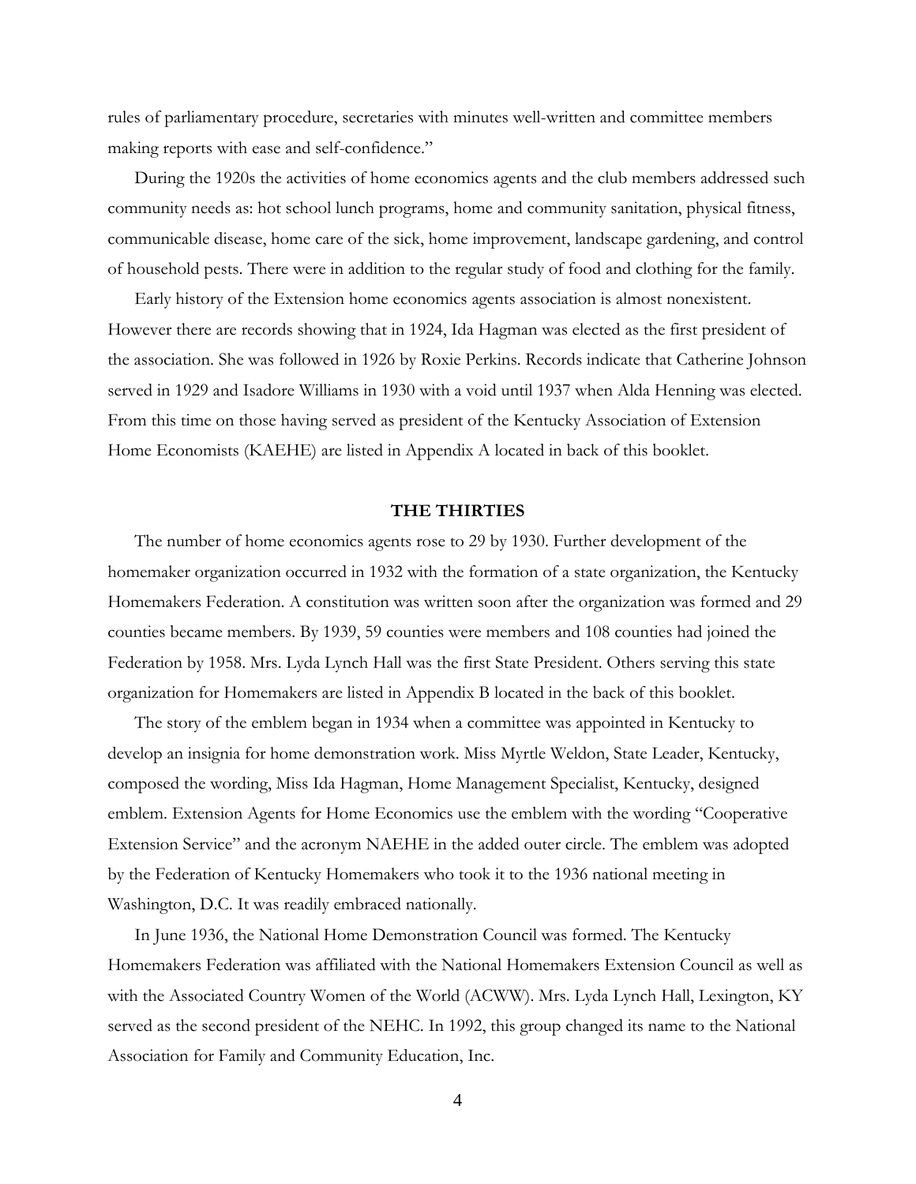rules of parliamentary procedure, secretaries with minutes well-written and committee members making reports with ease and self-confidence."

During the 1920s the activities of home economics agents and the club members addressed such community needs as: hot school lunch programs, home and community sanitation, physical fitness, communicable disease, home care of the sick, home improvement, landscape gardening, and control of household pests. There were in addition to the regular study of food and clothing for the family.

Early history of the Extension home economics agents association is almost nonexistent. However there are records showing that in 1924, Ida Hagman was elected as the first president of the association. She was followed in 1926 by Roxie Perkins. Records indicate that Catherine Johnson served in 1929 and Isadore Williams in 1930 with a void until 1937 when Alda Henning was elected. From this time on those having served as president of the Kentucky Association of Extension Home Economists (KAEHE) are listed in Appendix A located in back of this booklet.

## THE THIRTIES

The number of home economics agents rose to 29 by 1930. Further development of the homemaker organization occurred in 1932 with the formation of a state organization, the Kentucky Homemakers Federation. A constitution was written soon after the organization was formed and 29 counties became members. By 1939, 59 counties were members and 108 counties had joined the Federation by 1958. Mrs. Lyda Lynch Hall was the first State President. Others serving this state organization for Homemakers are listed in Appendix B located in the back of this booklet.

The story of the emblem began in 1934 when a committee was appointed in Kentucky to develop an insignia for home demonstration work. Miss Myrtle Weldon, State Leader, Kentucky, composed the wording, Miss Ida Hagman, Home Management Specialist, Kentucky, designed emblem. Extension Agents for Home Economics use the emblem with the wording "Cooperative Extension Service" and the acronym NAEHE in the added outer circle. The emblem was adopted by the Federation of Kentucky Homemakers who took it to the 1936 national meeting in Washington, D.C. It was readily embraced nationally.

In June 1936, the National Home Demonstration Council was formed. The Kentucky Homemakers Federation was affiliated with the National Homemakers Extension Council as well as with the Associated Country Women of the World (ACWW). Mrs. Lyda Lynch Hall, Lexington, KY served as the second president of the NEHC. In 1992, this group changed its name to the National Association for Family and Community Education, Inc.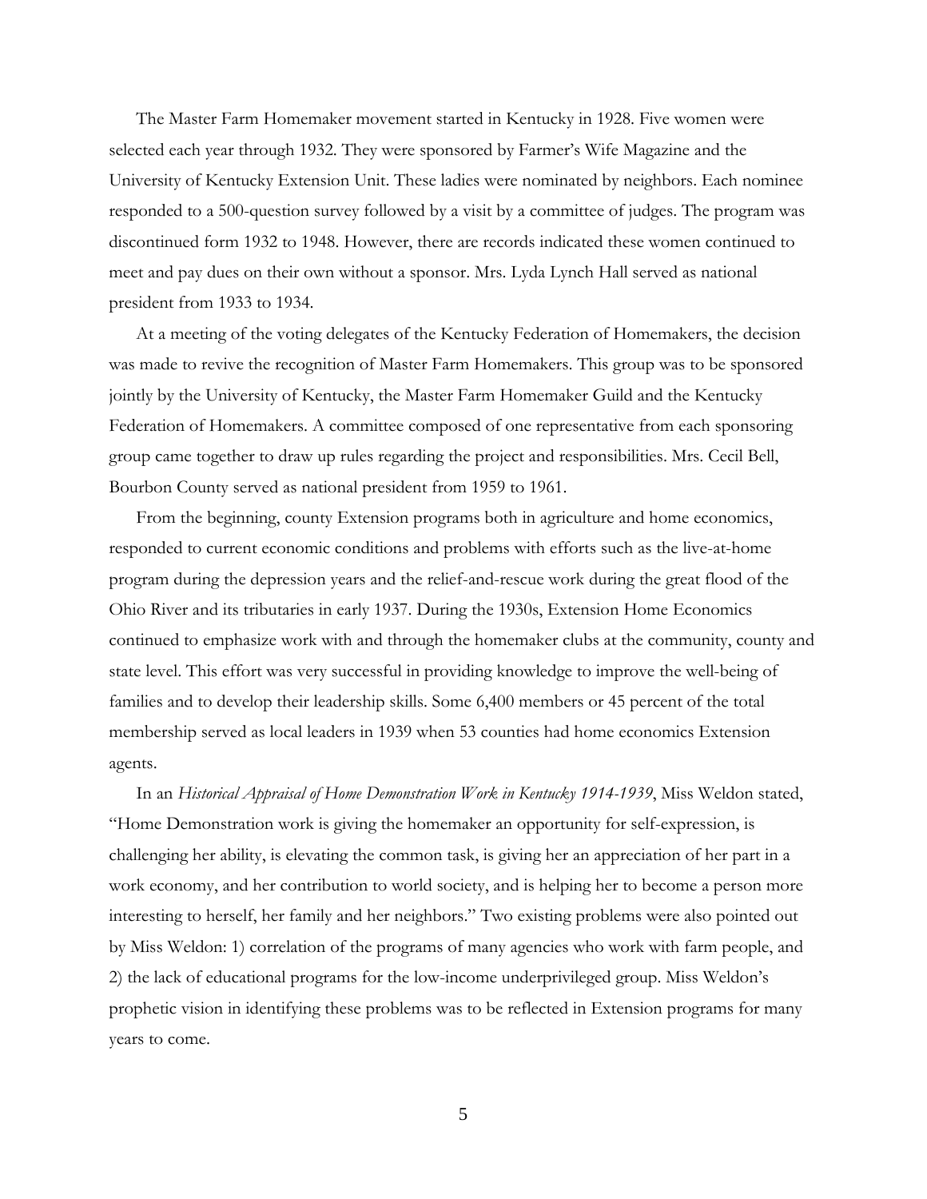The Master Farm Homemaker movement started in Kentucky in 1928. Five women were selected each year through 1932. They were sponsored by Farmer's Wife Magazine and the University of Kentucky Extension Unit. These ladies were nominated by neighbors. Each nominee responded to a 500-question survey followed by a visit by a committee of judges. The program was discontinued form 1932 to 1948. However, there are records indicated these women continued to meet and pay dues on their own without a sponsor. Mrs. Lyda Lynch Hall served as national president from 1933 to 1934.

At a meeting of the voting delegates of the Kentucky Federation of Homemakers, the decision was made to revive the recognition of Master Farm Homemakers. This group was to be sponsored jointly by the University of Kentucky, the Master Farm Homemaker Guild and the Kentucky Federation of Homemakers. A committee composed of one representative from each sponsoring group came together to draw up rules regarding the project and responsibilities. Mrs. Cecil Bell, Bourbon County served as national president from 1959 to 1961.

From the beginning, county Extension programs both in agriculture and home economics, responded to current economic conditions and problems with efforts such as the live-at-home program during the depression years and the relief-and-rescue work during the great flood of the Ohio River and its tributaries in early 1937. During the 1930s, Extension Home Economics continued to emphasize work with and through the homemaker clubs at the community, county and state level. This effort was very successful in providing knowledge to improve the well-being of families and to develop their leadership skills. Some 6,400 members or 45 percent of the total membership served as local leaders in 1939 when 53 counties had home economics Extension agents.

In an *Historical Appraisal of Home Demonstration Work in Kentucky 1914-1939*, Miss Weldon stated, "Home Demonstration work is giving the homemaker an opportunity for self-expression, is challenging her ability, is elevating the common task, is giving her an appreciation of her part in a work economy, and her contribution to world society, and is helping her to become a person more interesting to herself, her family and her neighbors." Two existing problems were also pointed out by Miss Weldon: 1) correlation of the programs of many agencies who work with farm people, and 2) the lack of educational programs for the low-income underprivileged group. Miss Weldon's prophetic vision in identifying these problems was to be reflected in Extension programs for many years to come.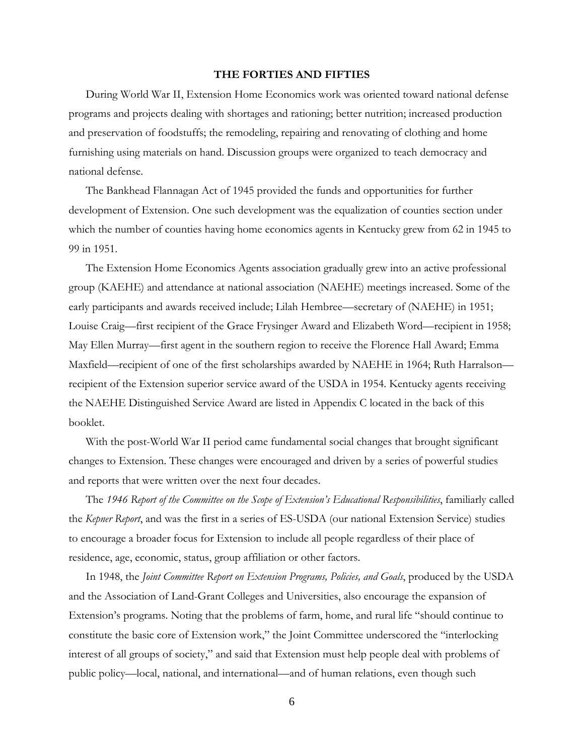## THE FORTIES AND FIFTIES

During World War II, Extension Home Economics work was oriented toward national defense programs and projects dealing with shortages and rationing; better nutrition; increased production and preservation of foodstuffs; the remodeling, repairing and renovating of clothing and home furnishing using materials on hand. Discussion groups were organized to teach democracy and national defense.

The Bankhead Flannagan Act of 1945 provided the funds and opportunities for further development of Extension. One such development was the equalization of counties section under which the number of counties having home economics agents in Kentucky grew from 62 in 1945 to 99 in 1951.

The Extension Home Economics Agents association gradually grew into an active professional group (KAEHE) and attendance at national association (NAEHE) meetings increased. Some of the early participants and awards received include; Lilah Hembree—secretary of (NAEHE) in 1951; Louise Craig—first recipient of the Grace Frysinger Award and Elizabeth Word—recipient in 1958; May Ellen Murray—first agent in the southern region to receive the Florence Hall Award; Emma Maxfield—recipient of one of the first scholarships awarded by NAEHE in 1964; Ruth Harralson—recipient of the Extension superior service award of the USDA in 1954. Kentucky agents receiving the NAEHE Distinguished Service Award are listed in Appendix C located in the back of this booklet.

With the post-World War II period came fundamental social changes that brought significant changes to Extension. These changes were encouraged and driven by a series of powerful studies and reports that were written over the next four decades.

The *1946 Report of the Committee on the Scope of Extension's Educational Responsibilities*, familiarly called the *Kepner Report*, and was the first in a series of ES-USDA (our national Extension Service) studies to encourage a broader focus for Extension to include all people regardless of their place of residence, age, economic, status, group affiliation or other factors.

In 1948, the *Joint Committee Report on Extension Programs, Policies, and Goals*, produced by the USDA and the Association of Land-Grant Colleges and Universities, also encourage the expansion of Extension's programs. Noting that the problems of farm, home, and rural life "should continue to constitute the basic core of Extension work," the Joint Committee underscored the "interlocking interest of all groups of society," and said that Extension must help people deal with problems of public policy—local, national, and international—and of human relations, even though such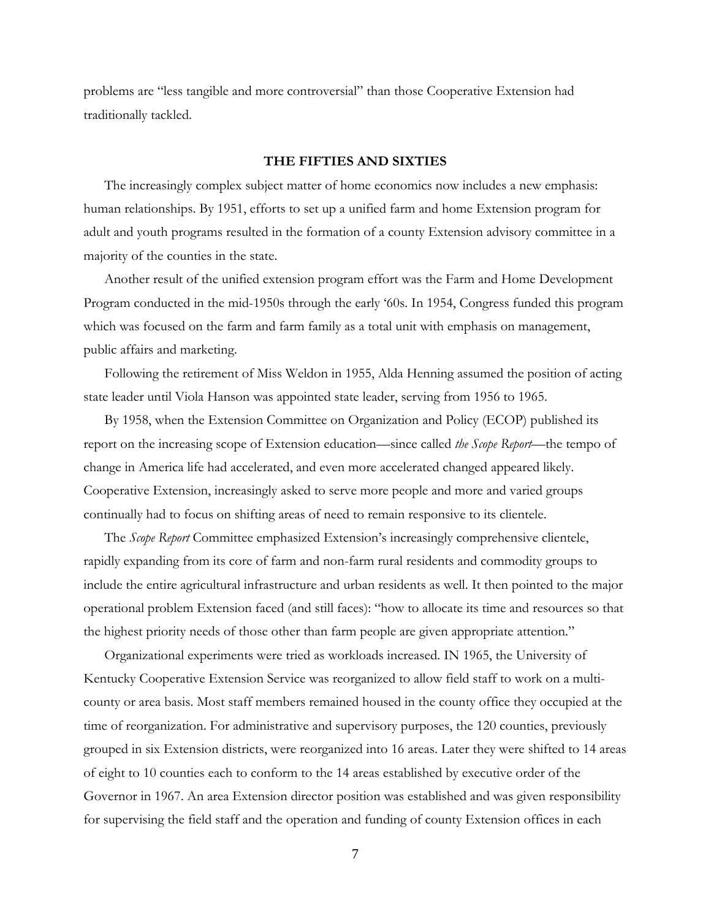problems are "less tangible and more controversial" than those Cooperative Extension had traditionally tackled.

## THE FIFTIES AND SIXTIES

The increasingly complex subject matter of home economics now includes a new emphasis: human relationships. By 1951, efforts to set up a unified farm and home Extension program for adult and youth programs resulted in the formation of a county Extension advisory committee in a majority of the counties in the state.

Another result of the unified extension program effort was the Farm and Home Development Program conducted in the mid-1950s through the early '60s. In 1954, Congress funded this program which was focused on the farm and farm family as a total unit with emphasis on management, public affairs and marketing.

Following the retirement of Miss Weldon in 1955, Alda Henning assumed the position of acting state leader until Viola Hanson was appointed state leader, serving from 1956 to 1965.

By 1958, when the Extension Committee on Organization and Policy (ECOP) published its report on the increasing scope of Extension education—since called *the Scope Report*—the tempo of change in America life had accelerated, and even more accelerated changed appeared likely. Cooperative Extension, increasingly asked to serve more people and more and varied groups continually had to focus on shifting areas of need to remain responsive to its clientele.

The *Scope Report* Committee emphasized Extension's increasingly comprehensive clientele, rapidly expanding from its core of farm and non-farm rural residents and commodity groups to include the entire agricultural infrastructure and urban residents as well. It then pointed to the major operational problem Extension faced (and still faces): "how to allocate its time and resources so that the highest priority needs of those other than farm people are given appropriate attention."

Organizational experiments were tried as workloads increased. IN 1965, the University of Kentucky Cooperative Extension Service was reorganized to allow field staff to work on a multi-county or area basis. Most staff members remained housed in the county office they occupied at the time of reorganization. For administrative and supervisory purposes, the 120 counties, previously grouped in six Extension districts, were reorganized into 16 areas. Later they were shifted to 14 areas of eight to 10 counties each to conform to the 14 areas established by executive order of the Governor in 1967. An area Extension director position was established and was given responsibility for supervising the field staff and the operation and funding of county Extension offices in each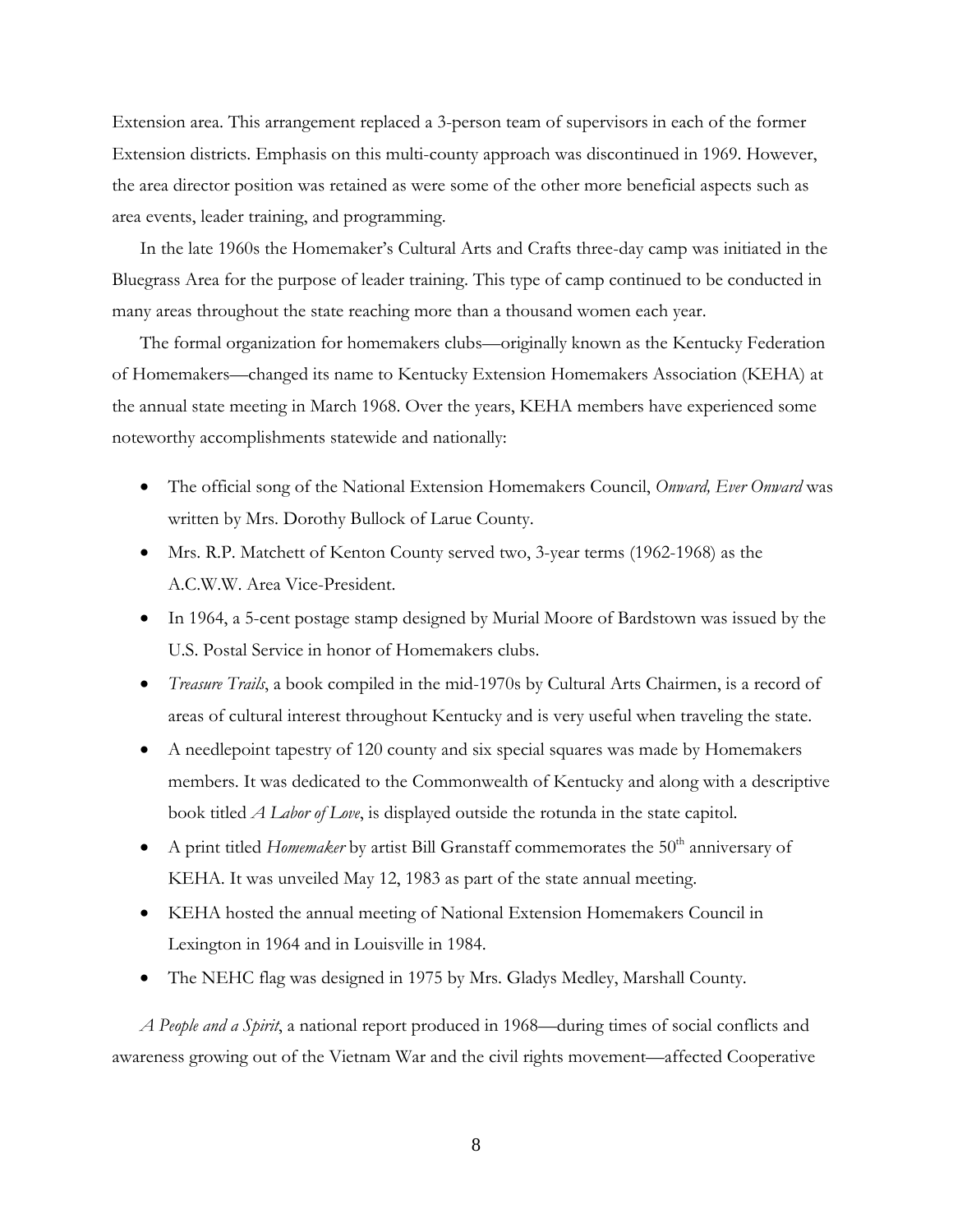Extension area. This arrangement replaced a 3-person team of supervisors in each of the former Extension districts. Emphasis on this multi-county approach was discontinued in 1969. However, the area director position was retained as were some of the other more beneficial aspects such as area events, leader training, and programming.

In the late 1960s the Homemaker's Cultural Arts and Crafts three-day camp was initiated in the Bluegrass Area for the purpose of leader training. This type of camp continued to be conducted in many areas throughout the state reaching more than a thousand women each year.

The formal organization for homemakers clubs—originally known as the Kentucky Federation of Homemakers—changed its name to Kentucky Extension Homemakers Association (KEHA) at the annual state meeting in March 1968. Over the years, KEHA members have experienced some noteworthy accomplishments statewide and nationally:

- The official song of the National Extension Homemakers Council, *Onward, Ever Onward* was written by Mrs. Dorothy Bullock of Larue County.
- Mrs. R.P. Matchett of Kenton County served two, 3-year terms (1962-1968) as the A.C.W.W. Area Vice-President.
- In 1964, a 5-cent postage stamp designed by Murial Moore of Bardstown was issued by the U.S. Postal Service in honor of Homemakers clubs.
- *Treasure Trails*, a book compiled in the mid-1970s by Cultural Arts Chairmen, is a record of areas of cultural interest throughout Kentucky and is very useful when traveling the state.
- A needlepoint tapestry of 120 county and six special squares was made by Homemakers members. It was dedicated to the Commonwealth of Kentucky and along with a descriptive book titled *A Labor of Love*, is displayed outside the rotunda in the state capitol.
- A print titled *Homemaker* by artist Bill Granstaff commemorates the 50th anniversary of KEHA. It was unveiled May 12, 1983 as part of the state annual meeting.
- KEHA hosted the annual meeting of National Extension Homemakers Council in Lexington in 1964 and in Louisville in 1984.
- The NEHC flag was designed in 1975 by Mrs. Gladys Medley, Marshall County.

*A People and a Spirit*, a national report produced in 1968—during times of social conflicts and awareness growing out of the Vietnam War and the civil rights movement—affected Cooperative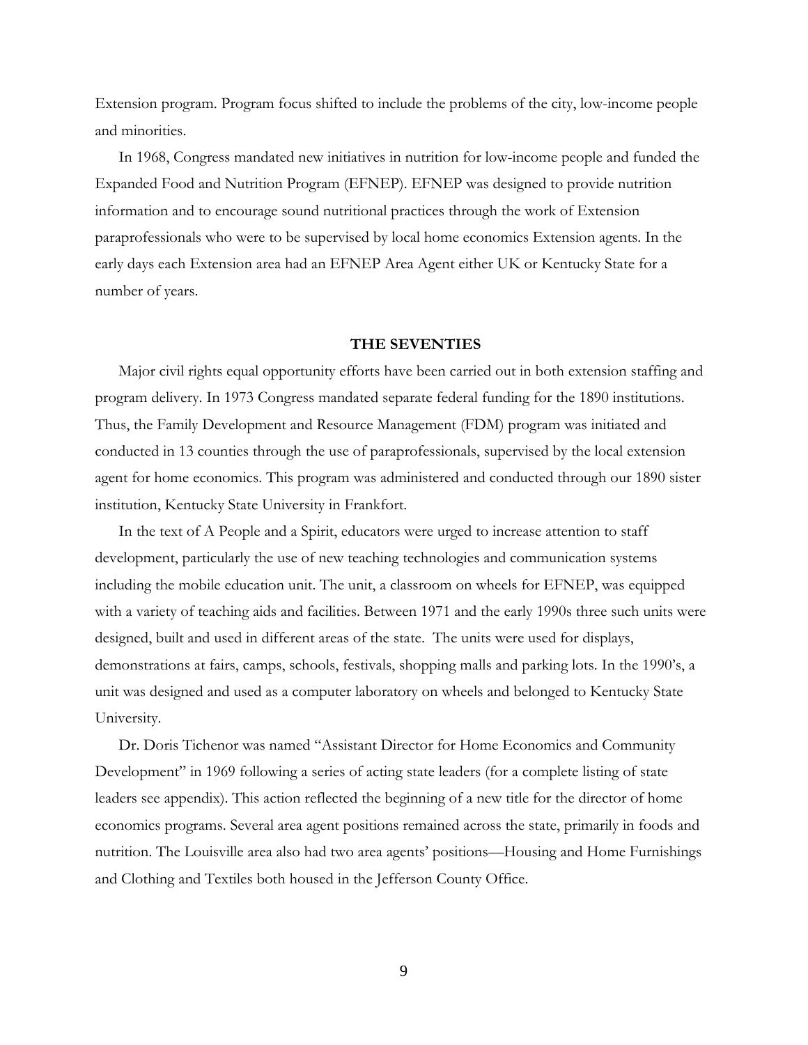Extension program. Program focus shifted to include the problems of the city, low-income people and minorities.

In 1968, Congress mandated new initiatives in nutrition for low-income people and funded the Expanded Food and Nutrition Program (EFNEP). EFNEP was designed to provide nutrition information and to encourage sound nutritional practices through the work of Extension paraprofessionals who were to be supervised by local home economics Extension agents. In the early days each Extension area had an EFNEP Area Agent either UK or Kentucky State for a number of years.

## THE SEVENTIES

Major civil rights equal opportunity efforts have been carried out in both extension staffing and program delivery. In 1973 Congress mandated separate federal funding for the 1890 institutions. Thus, the Family Development and Resource Management (FDM) program was initiated and conducted in 13 counties through the use of paraprofessionals, supervised by the local extension agent for home economics. This program was administered and conducted through our 1890 sister institution, Kentucky State University in Frankfort.

In the text of A People and a Spirit, educators were urged to increase attention to staff development, particularly the use of new teaching technologies and communication systems including the mobile education unit. The unit, a classroom on wheels for EFNEP, was equipped with a variety of teaching aids and facilities. Between 1971 and the early 1990s three such units were designed, built and used in different areas of the state. The units were used for displays, demonstrations at fairs, camps, schools, festivals, shopping malls and parking lots. In the 1990's, a unit was designed and used as a computer laboratory on wheels and belonged to Kentucky State University.

Dr. Doris Tichenor was named "Assistant Director for Home Economics and Community Development" in 1969 following a series of acting state leaders (for a complete listing of state leaders see appendix). This action reflected the beginning of a new title for the director of home economics programs. Several area agent positions remained across the state, primarily in foods and nutrition. The Louisville area also had two area agents' positions—Housing and Home Furnishings and Clothing and Textiles both housed in the Jefferson County Office.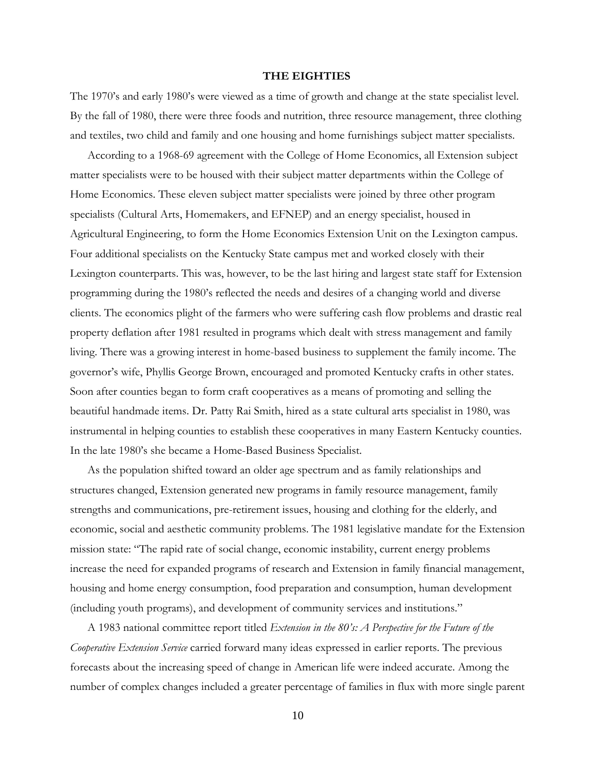## THE EIGHTIES

The 1970's and early 1980's were viewed as a time of growth and change at the state specialist level. By the fall of 1980, there were three foods and nutrition, three resource management, three clothing and textiles, two child and family and one housing and home furnishings subject matter specialists.

According to a 1968-69 agreement with the College of Home Economics, all Extension subject matter specialists were to be housed with their subject matter departments within the College of Home Economics. These eleven subject matter specialists were joined by three other program specialists (Cultural Arts, Homemakers, and EFNEP) and an energy specialist, housed in Agricultural Engineering, to form the Home Economics Extension Unit on the Lexington campus. Four additional specialists on the Kentucky State campus met and worked closely with their Lexington counterparts. This was, however, to be the last hiring and largest state staff for Extension programming during the 1980's reflected the needs and desires of a changing world and diverse clients. The economics plight of the farmers who were suffering cash flow problems and drastic real property deflation after 1981 resulted in programs which dealt with stress management and family living. There was a growing interest in home-based business to supplement the family income. The governor's wife, Phyllis George Brown, encouraged and promoted Kentucky crafts in other states. Soon after counties began to form craft cooperatives as a means of promoting and selling the beautiful handmade items. Dr. Patty Rai Smith, hired as a state cultural arts specialist in 1980, was instrumental in helping counties to establish these cooperatives in many Eastern Kentucky counties. In the late 1980's she became a Home-Based Business Specialist.

As the population shifted toward an older age spectrum and as family relationships and structures changed, Extension generated new programs in family resource management, family strengths and communications, pre-retirement issues, housing and clothing for the elderly, and economic, social and aesthetic community problems. The 1981 legislative mandate for the Extension mission state: "The rapid rate of social change, economic instability, current energy problems increase the need for expanded programs of research and Extension in family financial management, housing and home energy consumption, food preparation and consumption, human development (including youth programs), and development of community services and institutions."

A 1983 national committee report titled *Extension in the 80's: A Perspective for the Future of the Cooperative Extension Service* carried forward many ideas expressed in earlier reports. The previous forecasts about the increasing speed of change in American life were indeed accurate. Among the number of complex changes included a greater percentage of families in flux with more single parent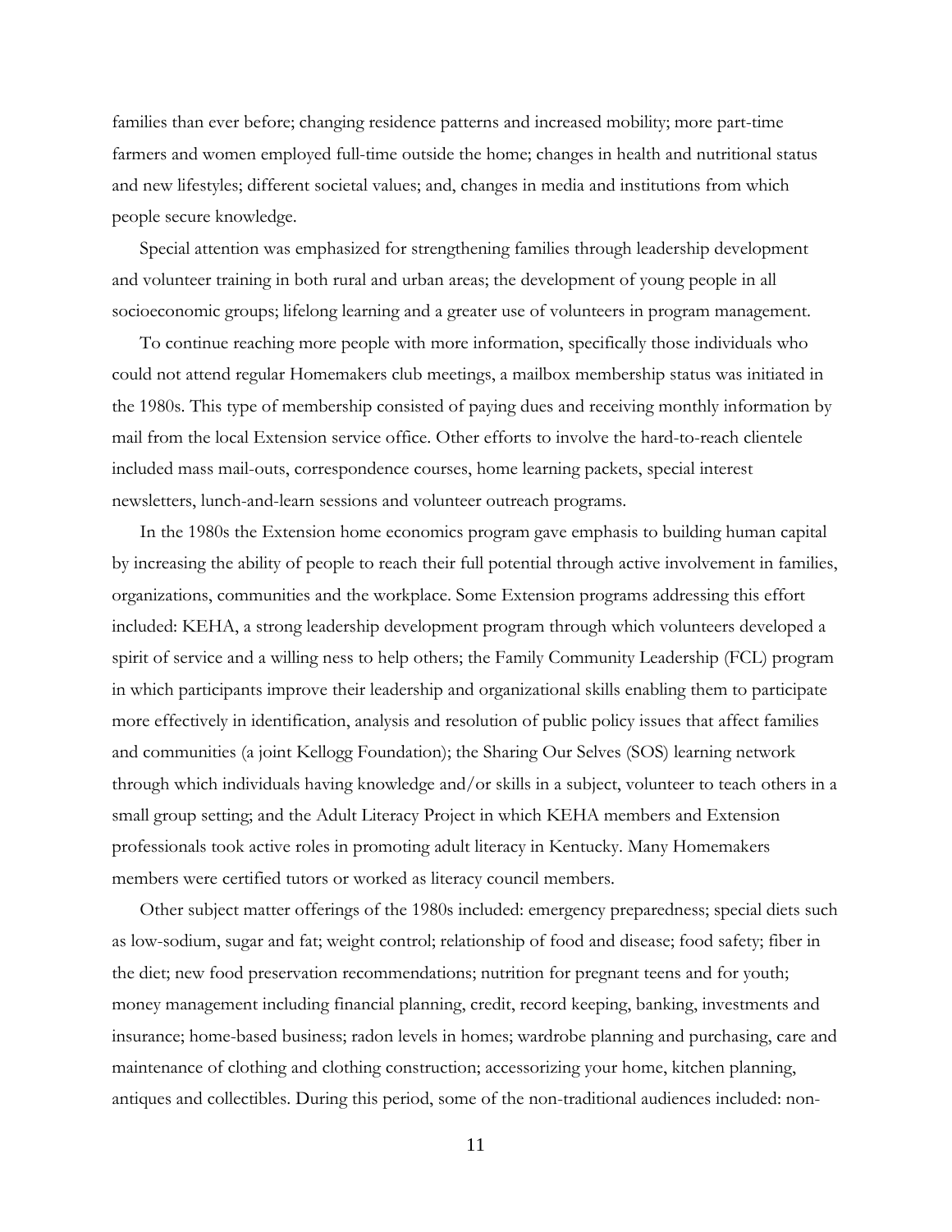families than ever before; changing residence patterns and increased mobility; more part-time farmers and women employed full-time outside the home; changes in health and nutritional status and new lifestyles; different societal values; and, changes in media and institutions from which people secure knowledge.

Special attention was emphasized for strengthening families through leadership development and volunteer training in both rural and urban areas; the development of young people in all socioeconomic groups; lifelong learning and a greater use of volunteers in program management.

To continue reaching more people with more information, specifically those individuals who could not attend regular Homemakers club meetings, a mailbox membership status was initiated in the 1980s. This type of membership consisted of paying dues and receiving monthly information by mail from the local Extension service office. Other efforts to involve the hard-to-reach clientele included mass mail-outs, correspondence courses, home learning packets, special interest newsletters, lunch-and-learn sessions and volunteer outreach programs.

In the 1980s the Extension home economics program gave emphasis to building human capital by increasing the ability of people to reach their full potential through active involvement in families, organizations, communities and the workplace. Some Extension programs addressing this effort included: KEHA, a strong leadership development program through which volunteers developed a spirit of service and a willing ness to help others; the Family Community Leadership (FCL) program in which participants improve their leadership and organizational skills enabling them to participate more effectively in identification, analysis and resolution of public policy issues that affect families and communities (a joint Kellogg Foundation); the Sharing Our Selves (SOS) learning network through which individuals having knowledge and/or skills in a subject, volunteer to teach others in a small group setting; and the Adult Literacy Project in which KEHA members and Extension professionals took active roles in promoting adult literacy in Kentucky. Many Homemakers members were certified tutors or worked as literacy council members.

Other subject matter offerings of the 1980s included: emergency preparedness; special diets such as low-sodium, sugar and fat; weight control; relationship of food and disease; food safety; fiber in the diet; new food preservation recommendations; nutrition for pregnant teens and for youth; money management including financial planning, credit, record keeping, banking, investments and insurance; home-based business; radon levels in homes; wardrobe planning and purchasing, care and maintenance of clothing and clothing construction; accessorizing your home, kitchen planning, antiques and collectibles. During this period, some of the non-traditional audiences included: non-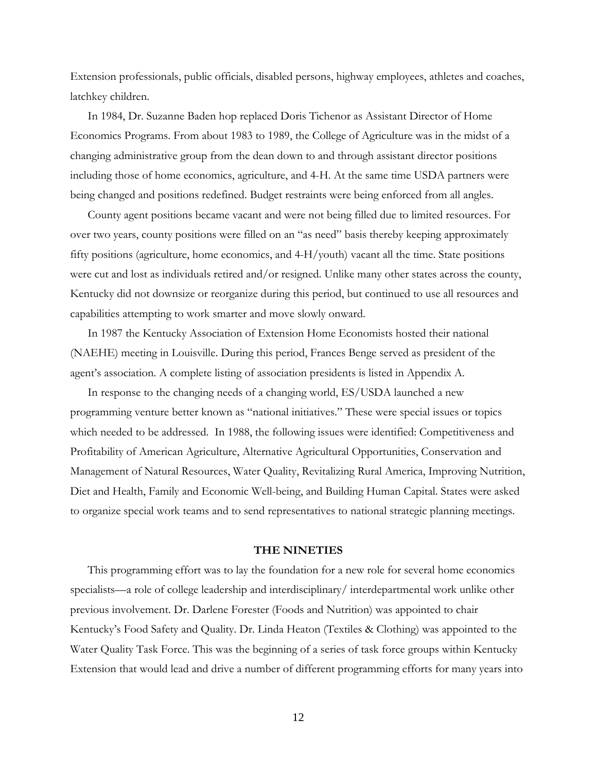Extension professionals, public officials, disabled persons, highway employees, athletes and coaches, latchkey children.

In 1984, Dr. Suzanne Baden hop replaced Doris Tichenor as Assistant Director of Home Economics Programs. From about 1983 to 1989, the College of Agriculture was in the midst of a changing administrative group from the dean down to and through assistant director positions including those of home economics, agriculture, and 4-H. At the same time USDA partners were being changed and positions redefined. Budget restraints were being enforced from all angles.

County agent positions became vacant and were not being filled due to limited resources. For over two years, county positions were filled on an "as need" basis thereby keeping approximately fifty positions (agriculture, home economics, and 4-H/youth) vacant all the time. State positions were cut and lost as individuals retired and/or resigned. Unlike many other states across the county, Kentucky did not downsize or reorganize during this period, but continued to use all resources and capabilities attempting to work smarter and move slowly onward.

In 1987 the Kentucky Association of Extension Home Economists hosted their national (NAEHE) meeting in Louisville. During this period, Frances Benge served as president of the agent's association. A complete listing of association presidents is listed in Appendix A.

In response to the changing needs of a changing world, ES/USDA launched a new programming venture better known as "national initiatives." These were special issues or topics which needed to be addressed. In 1988, the following issues were identified: Competitiveness and Profitability of American Agriculture, Alternative Agricultural Opportunities, Conservation and Management of Natural Resources, Water Quality, Revitalizing Rural America, Improving Nutrition, Diet and Health, Family and Economic Well-being, and Building Human Capital. States were asked to organize special work teams and to send representatives to national strategic planning meetings.

## THE NINETIES

This programming effort was to lay the foundation for a new role for several home economics specialists—a role of college leadership and interdisciplinary/ interdepartmental work unlike other previous involvement. Dr. Darlene Forester (Foods and Nutrition) was appointed to chair Kentucky's Food Safety and Quality. Dr. Linda Heaton (Textiles & Clothing) was appointed to the Water Quality Task Force. This was the beginning of a series of task force groups within Kentucky Extension that would lead and drive a number of different programming efforts for many years into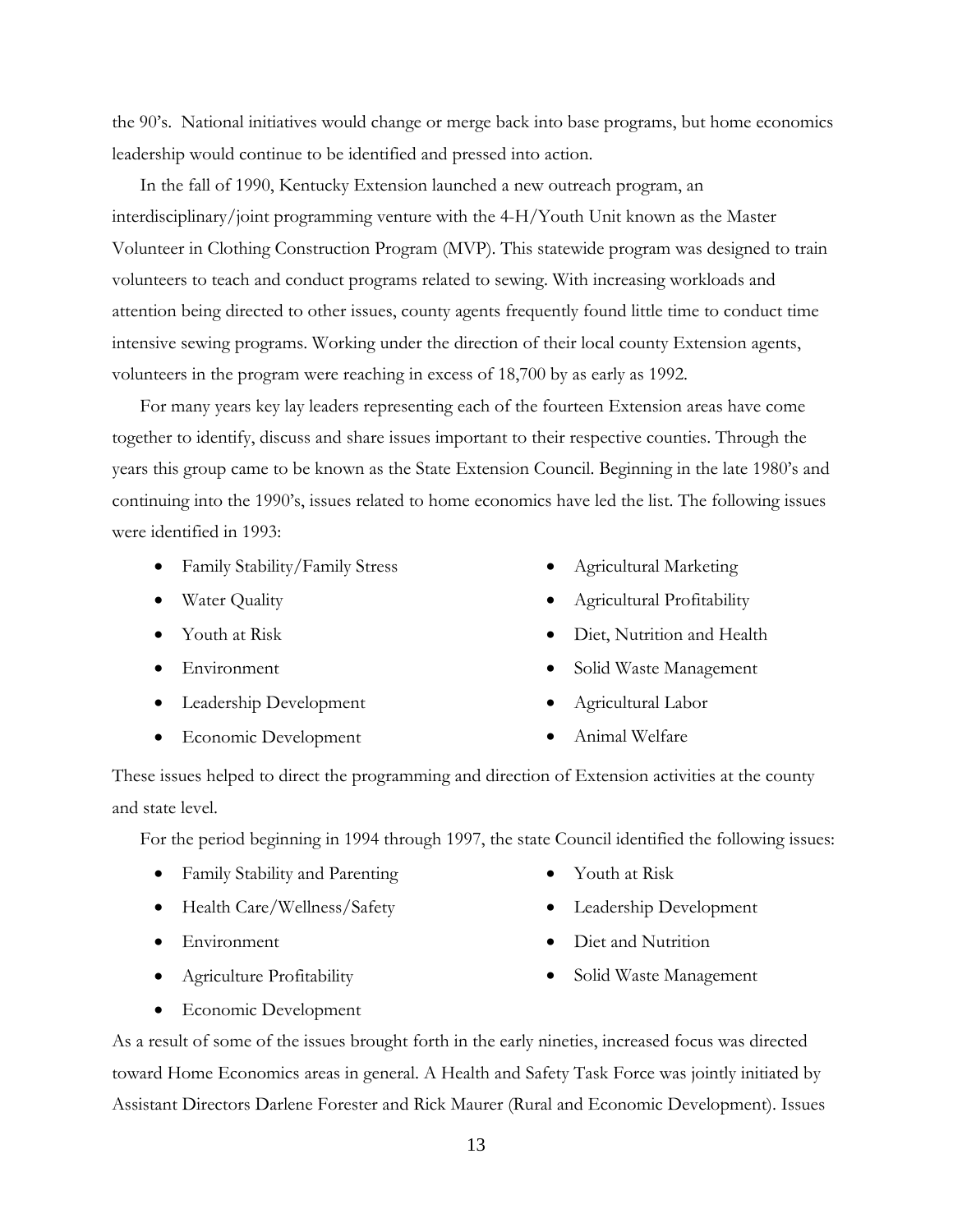the 90's. National initiatives would change or merge back into base programs, but home economics leadership would continue to be identified and pressed into action.

In the fall of 1990, Kentucky Extension launched a new outreach program, an interdisciplinary/joint programming venture with the 4-H/Youth Unit known as the Master Volunteer in Clothing Construction Program (MVP). This statewide program was designed to train volunteers to teach and conduct programs related to sewing. With increasing workloads and attention being directed to other issues, county agents frequently found little time to conduct time intensive sewing programs. Working under the direction of their local county Extension agents, volunteers in the program were reaching in excess of 18,700 by as early as 1992.

For many years key lay leaders representing each of the fourteen Extension areas have come together to identify, discuss and share issues important to their respective counties. Through the years this group came to be known as the State Extension Council. Beginning in the late 1980's and continuing into the 1990's, issues related to home economics have led the list. The following issues were identified in 1993:

- Family Stability/Family Stress
- Water Quality
- Youth at Risk
- Environment
- Leadership Development
- Economic Development
- Agricultural Marketing
- Agricultural Profitability
- Diet, Nutrition and Health
- Solid Waste Management
- Agricultural Labor
- Animal Welfare

These issues helped to direct the programming and direction of Extension activities at the county and state level.

For the period beginning in 1994 through 1997, the state Council identified the following issues:

- Family Stability and Parenting
- Health Care/Wellness/Safety
- Environment
- Agriculture Profitability
- Economic Development
- Youth at Risk
- Leadership Development
- Diet and Nutrition
- Solid Waste Management

As a result of some of the issues brought forth in the early nineties, increased focus was directed toward Home Economics areas in general. A Health and Safety Task Force was jointly initiated by Assistant Directors Darlene Forester and Rick Maurer (Rural and Economic Development). Issues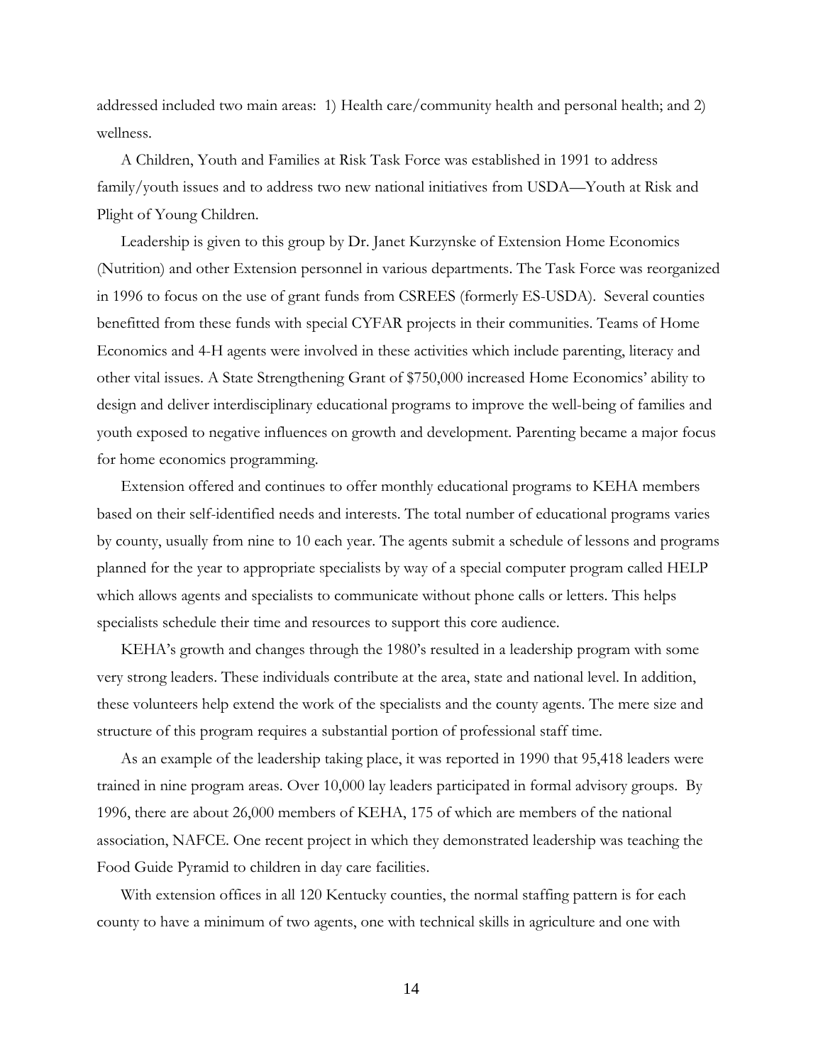addressed included two main areas: 1) Health care/community health and personal health; and 2) wellness.

A Children, Youth and Families at Risk Task Force was established in 1991 to address family/youth issues and to address two new national initiatives from USDA—Youth at Risk and Plight of Young Children.

Leadership is given to this group by Dr. Janet Kurzynske of Extension Home Economics (Nutrition) and other Extension personnel in various departments. The Task Force was reorganized in 1996 to focus on the use of grant funds from CSREES (formerly ES-USDA). Several counties benefitted from these funds with special CYFAR projects in their communities. Teams of Home Economics and 4-H agents were involved in these activities which include parenting, literacy and other vital issues. A State Strengthening Grant of $750,000 increased Home Economics' ability to design and deliver interdisciplinary educational programs to improve the well-being of families and youth exposed to negative influences on growth and development. Parenting became a major focus for home economics programming.

Extension offered and continues to offer monthly educational programs to KEHA members based on their self-identified needs and interests. The total number of educational programs varies by county, usually from nine to 10 each year. The agents submit a schedule of lessons and programs planned for the year to appropriate specialists by way of a special computer program called HELP which allows agents and specialists to communicate without phone calls or letters. This helps specialists schedule their time and resources to support this core audience.

KEHA's growth and changes through the 1980's resulted in a leadership program with some very strong leaders. These individuals contribute at the area, state and national level. In addition, these volunteers help extend the work of the specialists and the county agents. The mere size and structure of this program requires a substantial portion of professional staff time.

As an example of the leadership taking place, it was reported in 1990 that 95,418 leaders were trained in nine program areas. Over 10,000 lay leaders participated in formal advisory groups. By 1996, there are about 26,000 members of KEHA, 175 of which are members of the national association, NAFCE. One recent project in which they demonstrated leadership was teaching the Food Guide Pyramid to children in day care facilities.

With extension offices in all 120 Kentucky counties, the normal staffing pattern is for each county to have a minimum of two agents, one with technical skills in agriculture and one with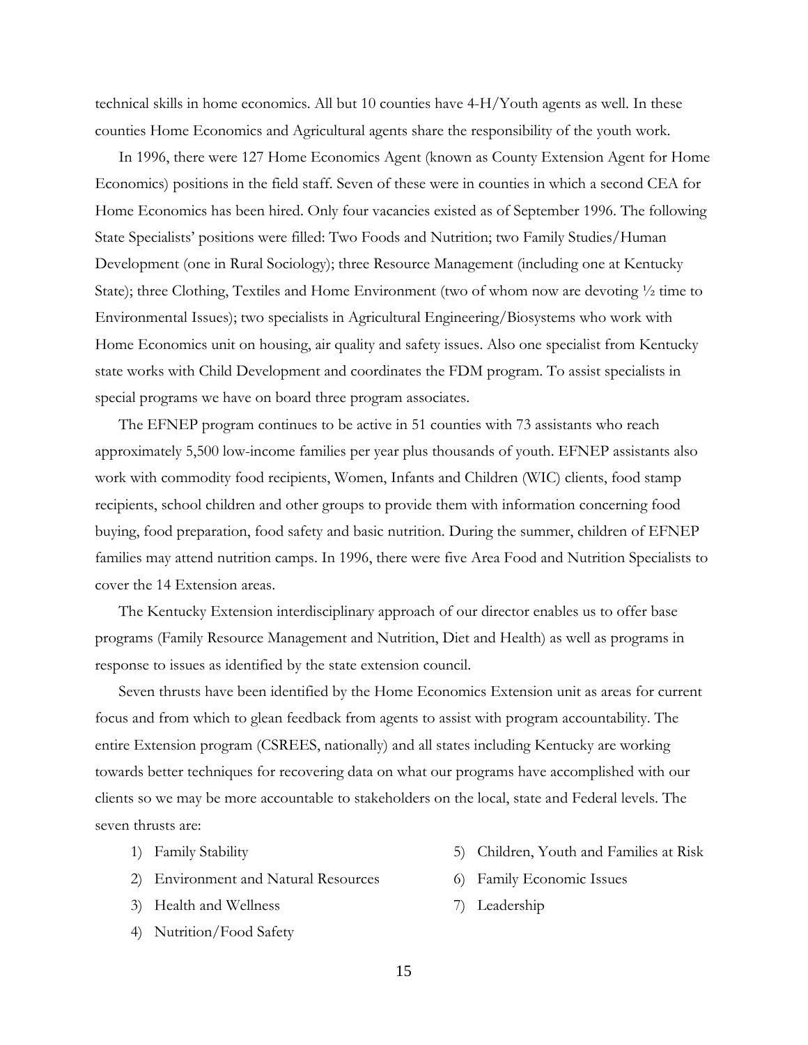technical skills in home economics. All but 10 counties have 4-H/Youth agents as well. In these counties Home Economics and Agricultural agents share the responsibility of the youth work.

In 1996, there were 127 Home Economics Agent (known as County Extension Agent for Home Economics) positions in the field staff. Seven of these were in counties in which a second CEA for Home Economics has been hired. Only four vacancies existed as of September 1996. The following State Specialists' positions were filled: Two Foods and Nutrition; two Family Studies/Human Development (one in Rural Sociology); three Resource Management (including one at Kentucky State); three Clothing, Textiles and Home Environment (two of whom now are devoting ½ time to Environmental Issues); two specialists in Agricultural Engineering/Biosystems who work with Home Economics unit on housing, air quality and safety issues. Also one specialist from Kentucky state works with Child Development and coordinates the FDM program. To assist specialists in special programs we have on board three program associates.

The EFNEP program continues to be active in 51 counties with 73 assistants who reach approximately 5,500 low-income families per year plus thousands of youth. EFNEP assistants also work with commodity food recipients, Women, Infants and Children (WIC) clients, food stamp recipients, school children and other groups to provide them with information concerning food buying, food preparation, food safety and basic nutrition. During the summer, children of EFNEP families may attend nutrition camps. In 1996, there were five Area Food and Nutrition Specialists to cover the 14 Extension areas.

The Kentucky Extension interdisciplinary approach of our director enables us to offer base programs (Family Resource Management and Nutrition, Diet and Health) as well as programs in response to issues as identified by the state extension council.

Seven thrusts have been identified by the Home Economics Extension unit as areas for current focus and from which to glean feedback from agents to assist with program accountability. The entire Extension program (CSREES, nationally) and all states including Kentucky are working towards better techniques for recovering data on what our programs have accomplished with our clients so we may be more accountable to stakeholders on the local, state and Federal levels. The seven thrusts are:

1) Family Stability
2) Environment and Natural Resources
3) Health and Wellness
4) Nutrition/Food Safety
5) Children, Youth and Families at Risk
6) Family Economic Issues
7) Leadership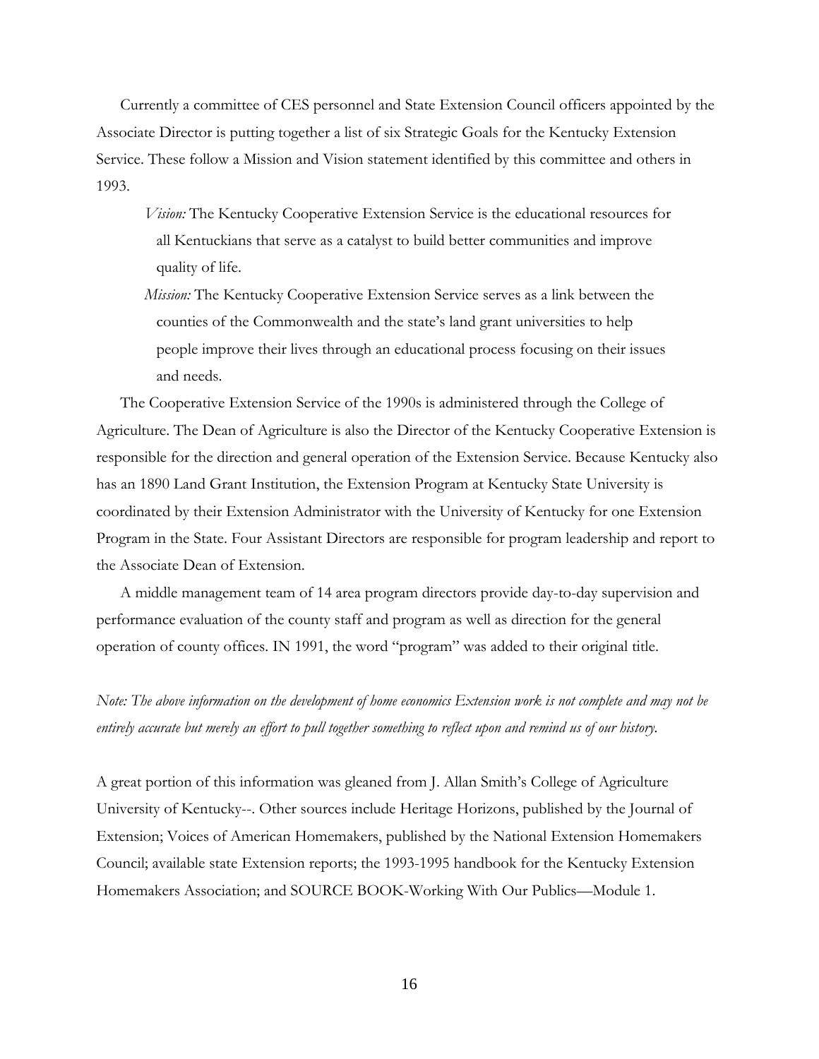Currently a committee of CES personnel and State Extension Council officers appointed by the Associate Director is putting together a list of six Strategic Goals for the Kentucky Extension Service. These follow a Mission and Vision statement identified by this committee and others in 1993.

> *Vision:* The Kentucky Cooperative Extension Service is the educational resources for all Kentuckians that serve as a catalyst to build better communities and improve quality of life.
>
> *Mission:* The Kentucky Cooperative Extension Service serves as a link between the counties of the Commonwealth and the state's land grant universities to help people improve their lives through an educational process focusing on their issues and needs.

The Cooperative Extension Service of the 1990s is administered through the College of Agriculture. The Dean of Agriculture is also the Director of the Kentucky Cooperative Extension is responsible for the direction and general operation of the Extension Service. Because Kentucky also has an 1890 Land Grant Institution, the Extension Program at Kentucky State University is coordinated by their Extension Administrator with the University of Kentucky for one Extension Program in the State. Four Assistant Directors are responsible for program leadership and report to the Associate Dean of Extension.

A middle management team of 14 area program directors provide day-to-day supervision and performance evaluation of the county staff and program as well as direction for the general operation of county offices. IN 1991, the word "program" was added to their original title.

*Note: The above information on the development of home economics Extension work is not complete and may not be entirely accurate but merely an effort to pull together something to reflect upon and remind us of our history.*

A great portion of this information was gleaned from J. Allan Smith's College of Agriculture University of Kentucky--. Other sources include Heritage Horizons, published by the Journal of Extension; Voices of American Homemakers, published by the National Extension Homemakers Council; available state Extension reports; the 1993-1995 handbook for the Kentucky Extension Homemakers Association; and SOURCE BOOK-Working With Our Publics—Module 1.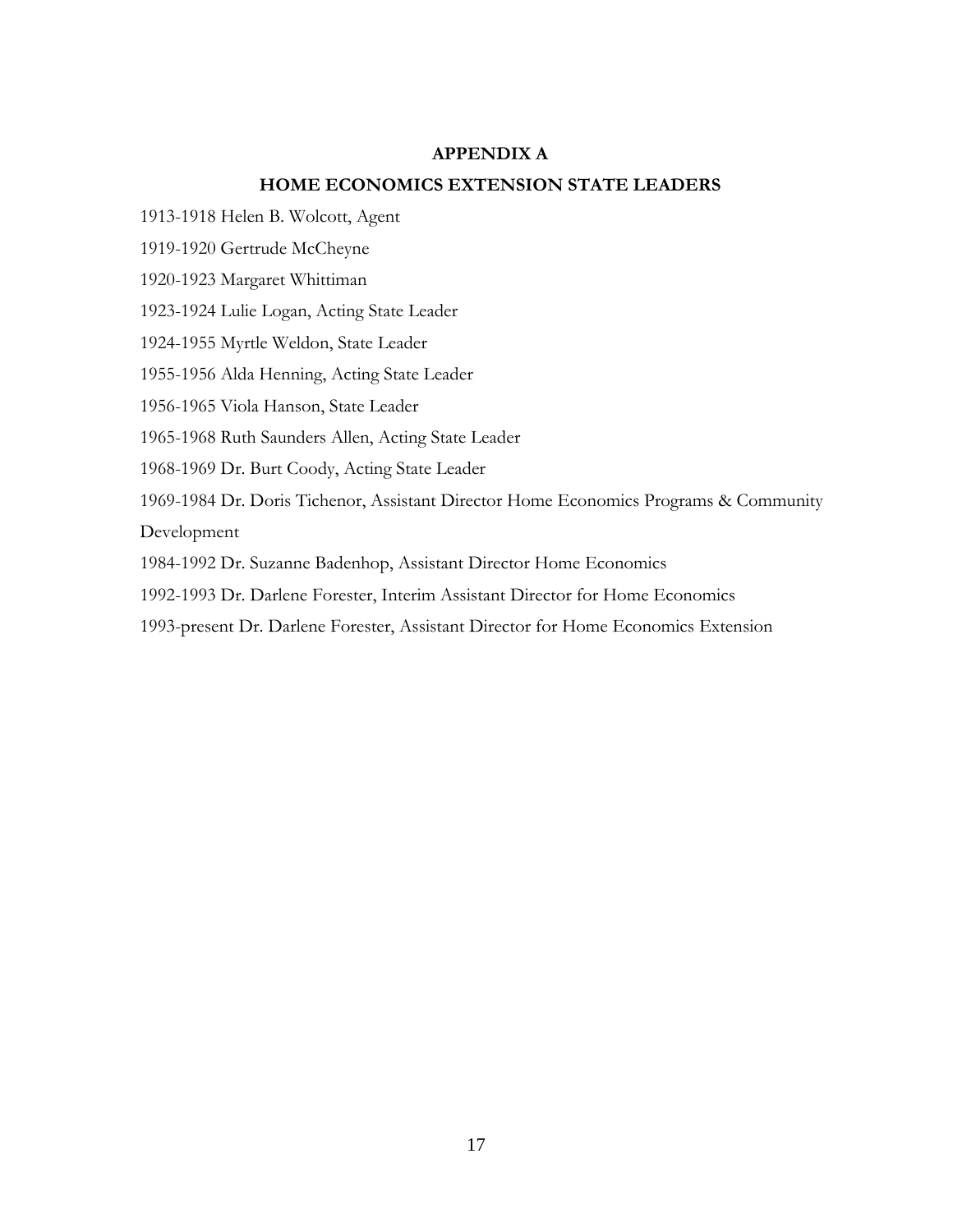## APPENDIX A

## HOME ECONOMICS EXTENSION STATE LEADERS

1913-1918 Helen B. Wolcott, Agent

1919-1920 Gertrude McCheyne

1920-1923 Margaret Whittiman

1923-1924 Lulie Logan, Acting State Leader

1924-1955 Myrtle Weldon, State Leader

1955-1956 Alda Henning, Acting State Leader

1956-1965 Viola Hanson, State Leader

1965-1968 Ruth Saunders Allen, Acting State Leader

1968-1969 Dr. Burt Coody, Acting State Leader

1969-1984 Dr. Doris Tichenor, Assistant Director Home Economics Programs & Community Development

1984-1992 Dr. Suzanne Badenhop, Assistant Director Home Economics

1992-1993 Dr. Darlene Forester, Interim Assistant Director for Home Economics

1993-present Dr. Darlene Forester, Assistant Director for Home Economics Extension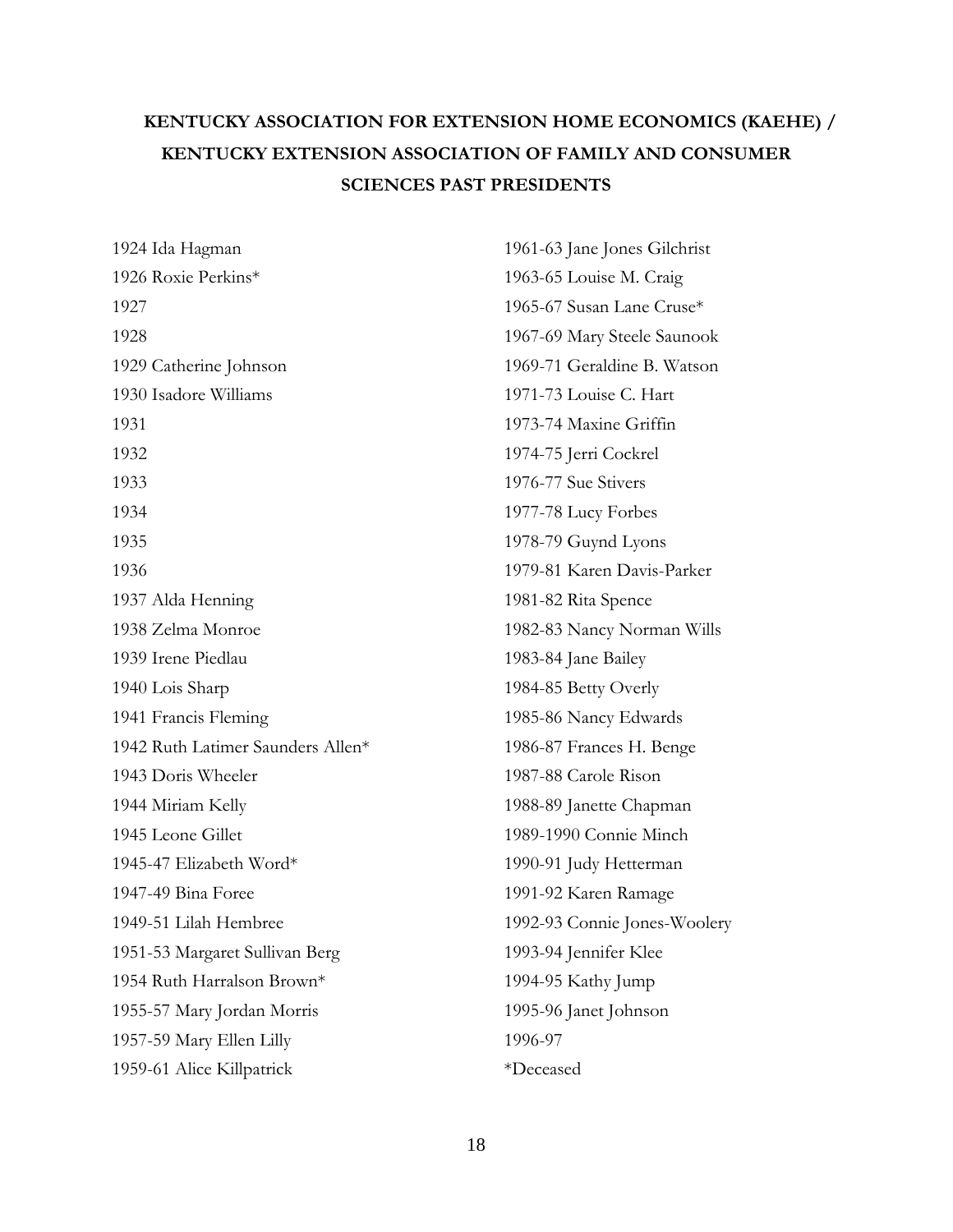# KENTUCKY ASSOCIATION FOR EXTENSION HOME ECONOMICS (KAEHE) / KENTUCKY EXTENSION ASSOCIATION OF FAMILY AND CONSUMER SCIENCES PAST PRESIDENTS

1924 Ida Hagman
1926 Roxie Perkins*
1927
1928
1929 Catherine Johnson
1930 Isadore Williams
1931
1932
1933
1934
1935
1936
1937 Alda Henning
1938 Zelma Monroe
1939 Irene Piedlau
1940 Lois Sharp
1941 Francis Fleming
1942 Ruth Latimer Saunders Allen*
1943 Doris Wheeler
1944 Miriam Kelly
1945 Leone Gillet
1945-47 Elizabeth Word*
1947-49 Bina Foree
1949-51 Lilah Hembree
1951-53 Margaret Sullivan Berg
1954 Ruth Harralson Brown*
1955-57 Mary Jordan Morris
1957-59 Mary Ellen Lilly
1959-61 Alice Killpatrick
1961-63 Jane Jones Gilchrist
1963-65 Louise M. Craig
1965-67 Susan Lane Cruse*
1967-69 Mary Steele Saunook
1969-71 Geraldine B. Watson
1971-73 Louise C. Hart
1973-74 Maxine Griffin
1974-75 Jerri Cockrel
1976-77 Sue Stivers
1977-78 Lucy Forbes
1978-79 Guynd Lyons
1979-81 Karen Davis-Parker
1981-82 Rita Spence
1982-83 Nancy Norman Wills
1983-84 Jane Bailey
1984-85 Betty Overly
1985-86 Nancy Edwards
1986-87 Frances H. Benge
1987-88 Carole Rison
1988-89 Janette Chapman
1989-1990 Connie Minch
1990-91 Judy Hetterman
1991-92 Karen Ramage
1992-93 Connie Jones-Woolery
1993-94 Jennifer Klee
1994-95 Kathy Jump
1995-96 Janet Johnson
1996-97

*Deceased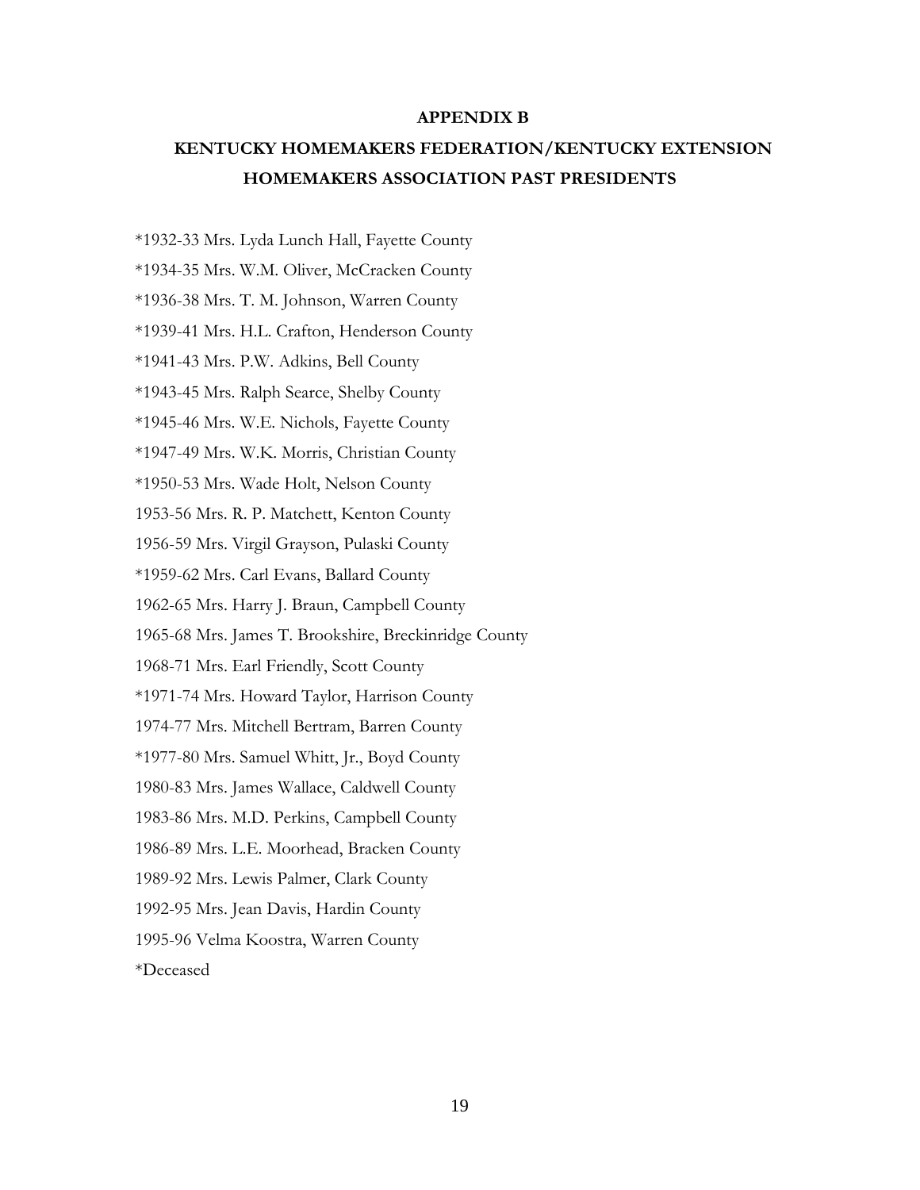## APPENDIX B

## KENTUCKY HOMEMAKERS FEDERATION/KENTUCKY EXTENSION HOMEMAKERS ASSOCIATION PAST PRESIDENTS

*1932-33 Mrs. Lyda Lunch Hall, Fayette County

*1934-35 Mrs. W.M. Oliver, McCracken County

*1936-38 Mrs. T. M. Johnson, Warren County

*1939-41 Mrs. H.L. Crafton, Henderson County

*1941-43 Mrs. P.W. Adkins, Bell County

*1943-45 Mrs. Ralph Searce, Shelby County

*1945-46 Mrs. W.E. Nichols, Fayette County

*1947-49 Mrs. W.K. Morris, Christian County

*1950-53 Mrs. Wade Holt, Nelson County

1953-56 Mrs. R. P. Matchett, Kenton County

1956-59 Mrs. Virgil Grayson, Pulaski County

*1959-62 Mrs. Carl Evans, Ballard County

1962-65 Mrs. Harry J. Braun, Campbell County

1965-68 Mrs. James T. Brookshire, Breckinridge County

1968-71 Mrs. Earl Friendly, Scott County

*1971-74 Mrs. Howard Taylor, Harrison County

1974-77 Mrs. Mitchell Bertram, Barren County

*1977-80 Mrs. Samuel Whitt, Jr., Boyd County

1980-83 Mrs. James Wallace, Caldwell County

1983-86 Mrs. M.D. Perkins, Campbell County

1986-89 Mrs. L.E. Moorhead, Bracken County

1989-92 Mrs. Lewis Palmer, Clark County

1992-95 Mrs. Jean Davis, Hardin County

1995-96 Velma Koostra, Warren County

*Deceased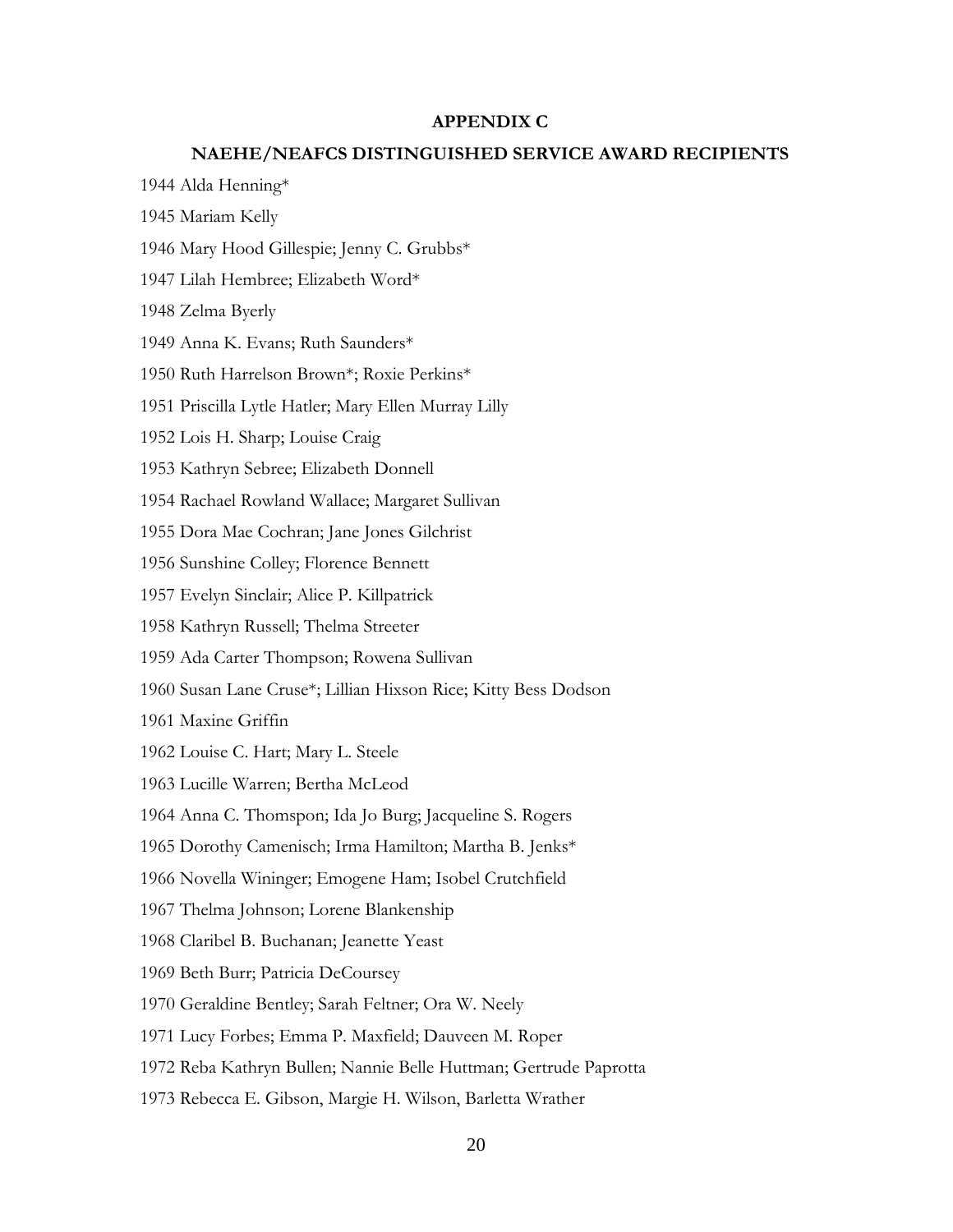## APPENDIX C

## NAEHE/NEAFCS DISTINGUISHED SERVICE AWARD RECIPIENTS

1944 Alda Henning*

1945 Mariam Kelly

1946 Mary Hood Gillespie; Jenny C. Grubbs*

1947 Lilah Hembree; Elizabeth Word*

1948 Zelma Byerly

1949 Anna K. Evans; Ruth Saunders*

1950 Ruth Harrelson Brown*; Roxie Perkins*

1951 Priscilla Lytle Hatler; Mary Ellen Murray Lilly

1952 Lois H. Sharp; Louise Craig

1953 Kathryn Sebree; Elizabeth Donnell

1954 Rachael Rowland Wallace; Margaret Sullivan

1955 Dora Mae Cochran; Jane Jones Gilchrist

1956 Sunshine Colley; Florence Bennett

1957 Evelyn Sinclair; Alice P. Killpatrick

1958 Kathryn Russell; Thelma Streeter

1959 Ada Carter Thompson; Rowena Sullivan

1960 Susan Lane Cruse*; Lillian Hixson Rice; Kitty Bess Dodson

1961 Maxine Griffin

1962 Louise C. Hart; Mary L. Steele

1963 Lucille Warren; Bertha McLeod

1964 Anna C. Thomspon; Ida Jo Burg; Jacqueline S. Rogers

1965 Dorothy Camenisch; Irma Hamilton; Martha B. Jenks*

1966 Novella Wininger; Emogene Ham; Isobel Crutchfield

1967 Thelma Johnson; Lorene Blankenship

1968 Claribel B. Buchanan; Jeanette Yeast

1969 Beth Burr; Patricia DeCoursey

1970 Geraldine Bentley; Sarah Feltner; Ora W. Neely

1971 Lucy Forbes; Emma P. Maxfield; Dauveen M. Roper

1972 Reba Kathryn Bullen; Nannie Belle Huttman; Gertrude Paprotta

1973 Rebecca E. Gibson, Margie H. Wilson, Barletta Wrather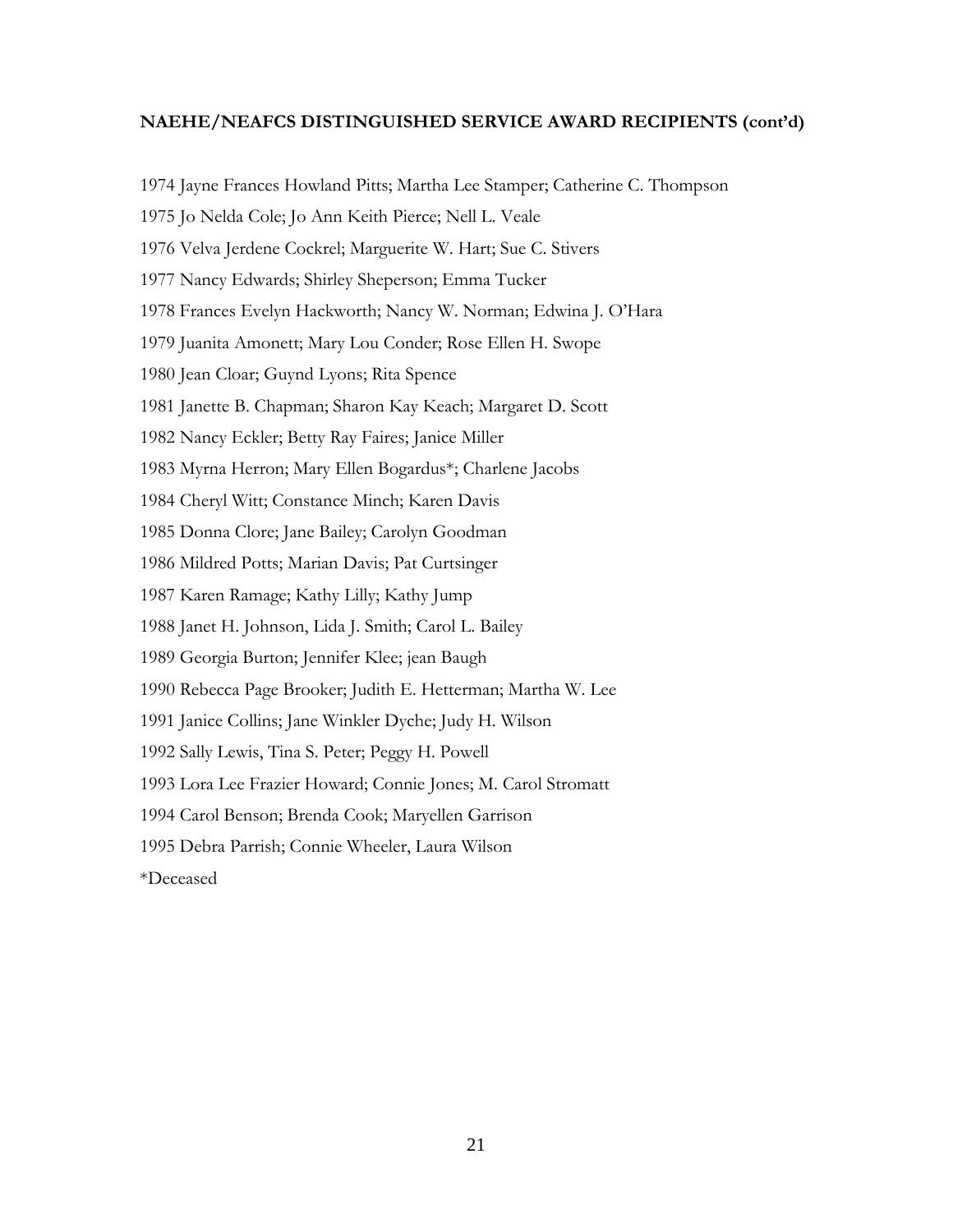**NAEHE/NEAFCS DISTINGUISHED SERVICE AWARD RECIPIENTS (cont'd)**

1974 Jayne Frances Howland Pitts; Martha Lee Stamper; Catherine C. Thompson

1975 Jo Nelda Cole; Jo Ann Keith Pierce; Nell L. Veale

1976 Velva Jerdene Cockrel; Marguerite W. Hart; Sue C. Stivers

1977 Nancy Edwards; Shirley Sheperson; Emma Tucker

1978 Frances Evelyn Hackworth; Nancy W. Norman; Edwina J. O'Hara

1979 Juanita Amonett; Mary Lou Conder; Rose Ellen H. Swope

1980 Jean Cloar; Guynd Lyons; Rita Spence

1981 Janette B. Chapman; Sharon Kay Keach; Margaret D. Scott

1982 Nancy Eckler; Betty Ray Faires; Janice Miller

1983 Myrna Herron; Mary Ellen Bogardus*; Charlene Jacobs

1984 Cheryl Witt; Constance Minch; Karen Davis

1985 Donna Clore; Jane Bailey; Carolyn Goodman

1986 Mildred Potts; Marian Davis; Pat Curtsinger

1987 Karen Ramage; Kathy Lilly; Kathy Jump

1988 Janet H. Johnson, Lida J. Smith; Carol L. Bailey

1989 Georgia Burton; Jennifer Klee; jean Baugh

1990 Rebecca Page Brooker; Judith E. Hetterman; Martha W. Lee

1991 Janice Collins; Jane Winkler Dyche; Judy H. Wilson

1992 Sally Lewis, Tina S. Peter; Peggy H. Powell

1993 Lora Lee Frazier Howard; Connie Jones; M. Carol Stromatt

1994 Carol Benson; Brenda Cook; Maryellen Garrison

1995 Debra Parrish; Connie Wheeler, Laura Wilson

*Deceased